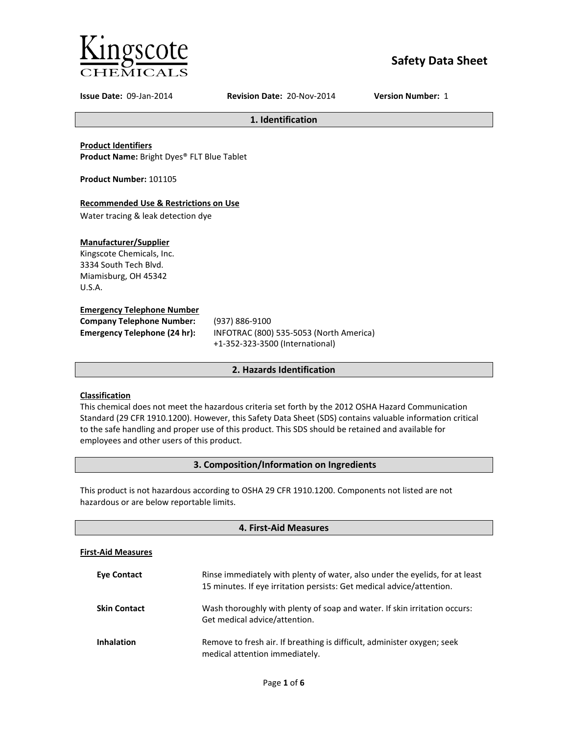Kingscote CHEMICALS

# Safety Data Sheet

**Issue Date:** 09-Jan-2014 **Revision Date:** 20-Nov-2014 **Version Number:** 1

## 1. Identification

**Product Identifiers**
**Product Name:** Bright Dyes® FLT Blue Tablet

**Product Number:** 101105

**Recommended Use & Restrictions on Use**
Water tracing & leak detection dye

**Manufacturer/Supplier**
Kingscote Chemicals, Inc.
3334 South Tech Blvd.
Miamisburg, OH 45342
U.S.A.

**Emergency Telephone Number**

| | |
|---|---|
| **Company Telephone Number:** | (937) 886-9100 |
| **Emergency Telephone (24 hr):** | INFOTRAC (800) 535-5053 (North America)<br>+1-352-323-3500 (International) |

## 2. Hazards Identification

**Classification**
This chemical does not meet the hazardous criteria set forth by the 2012 OSHA Hazard Communication Standard (29 CFR 1910.1200). However, this Safety Data Sheet (SDS) contains valuable information critical to the safe handling and proper use of this product. This SDS should be retained and available for employees and other users of this product.

## 3. Composition/Information on Ingredients

This product is not hazardous according to OSHA 29 CFR 1910.1200. Components not listed are not hazardous or are below reportable limits.

## 4. First-Aid Measures

**First-Aid Measures**

| | |
|---|---|
| **Eye Contact** | Rinse immediately with plenty of water, also under the eyelids, for at least 15 minutes. If eye irritation persists: Get medical advice/attention. |
| **Skin Contact** | Wash thoroughly with plenty of soap and water. If skin irritation occurs: Get medical advice/attention. |
| **Inhalation** | Remove to fresh air. If breathing is difficult, administer oxygen; seek medical attention immediately. |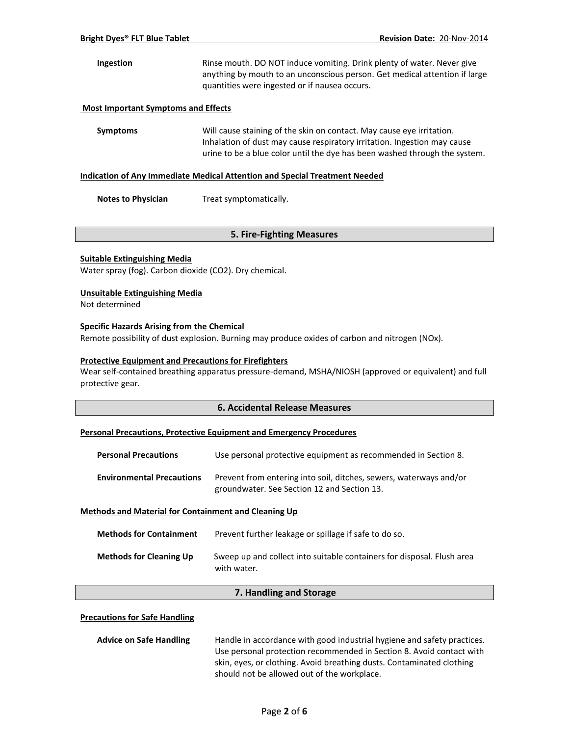**Ingestion** Rinse mouth. DO NOT induce vomiting. Drink plenty of water. Never give anything by mouth to an unconscious person. Get medical attention if large quantities were ingested or if nausea occurs.

### Most Important Symptoms and Effects

**Symptoms** Will cause staining of the skin on contact. May cause eye irritation. Inhalation of dust may cause respiratory irritation. Ingestion may cause urine to be a blue color until the dye has been washed through the system.

### Indication of Any Immediate Medical Attention and Special Treatment Needed

**Notes to Physician** Treat symptomatically.

## 5. Fire-Fighting Measures

### Suitable Extinguishing Media

Water spray (fog). Carbon dioxide ($CO_2$). Dry chemical.

### Unsuitable Extinguishing Media

Not determined

### Specific Hazards Arising from the Chemical

Remote possibility of dust explosion. Burning may produce oxides of carbon and nitrogen (NOx).

### Protective Equipment and Precautions for Firefighters

Wear self-contained breathing apparatus pressure-demand, MSHA/NIOSH (approved or equivalent) and full protective gear.

## 6. Accidental Release Measures

### Personal Precautions, Protective Equipment and Emergency Procedures

**Personal Precautions** Use personal protective equipment as recommended in Section 8.

**Environmental Precautions** Prevent from entering into soil, ditches, sewers, waterways and/or groundwater. See Section 12 and Section 13.

### Methods and Material for Containment and Cleaning Up

**Methods for Containment** Prevent further leakage or spillage if safe to do so.

**Methods for Cleaning Up** Sweep up and collect into suitable containers for disposal. Flush area with water.

## 7. Handling and Storage

### Precautions for Safe Handling

**Advice on Safe Handling** Handle in accordance with good industrial hygiene and safety practices. Use personal protection recommended in Section 8. Avoid contact with skin, eyes, or clothing. Avoid breathing dusts. Contaminated clothing should not be allowed out of the workplace.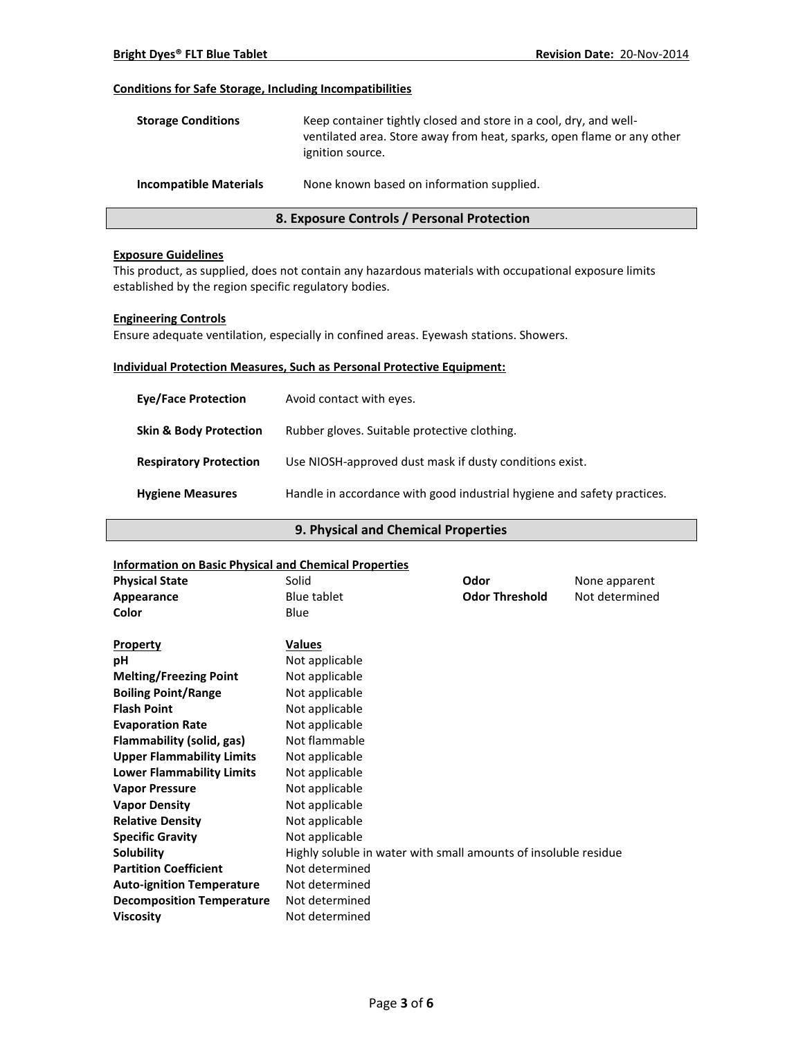#### Conditions for Safe Storage, Including Incompatibilities

| | |
|---|---|
| **Storage Conditions** | Keep container tightly closed and store in a cool, dry, and well-ventilated area. Store away from heat, sparks, open flame or any other ignition source. |
| **Incompatible Materials** | None known based on information supplied. |

## 8. Exposure Controls / Personal Protection

#### Exposure Guidelines

This product, as supplied, does not contain any hazardous materials with occupational exposure limits established by the region specific regulatory bodies.

#### Engineering Controls

Ensure adequate ventilation, especially in confined areas. Eyewash stations. Showers.

#### Individual Protection Measures, Such as Personal Protective Equipment:

| | |
|---|---|
| **Eye/Face Protection** | Avoid contact with eyes. |
| **Skin & Body Protection** | Rubber gloves. Suitable protective clothing. |
| **Respiratory Protection** | Use NIOSH-approved dust mask if dusty conditions exist. |
| **Hygiene Measures** | Handle in accordance with good industrial hygiene and safety practices. |

## 9. Physical and Chemical Properties

#### Information on Basic Physical and Chemical Properties

| | | | |
|---|---|---|---|
| **Physical State** | Solid | **Odor** | None apparent |
| **Appearance** | Blue tablet | **Odor Threshold** | Not determined |
| **Color** | Blue | | |

| **Property** | **Values** |
|---|---|
| **pH** | Not applicable |
| **Melting/Freezing Point** | Not applicable |
| **Boiling Point/Range** | Not applicable |
| **Flash Point** | Not applicable |
| **Evaporation Rate** | Not applicable |
| **Flammability (solid, gas)** | Not flammable |
| **Upper Flammability Limits** | Not applicable |
| **Lower Flammability Limits** | Not applicable |
| **Vapor Pressure** | Not applicable |
| **Vapor Density** | Not applicable |
| **Relative Density** | Not applicable |
| **Specific Gravity** | Not applicable |
| **Solubility** | Highly soluble in water with small amounts of insoluble residue |
| **Partition Coefficient** | Not determined |
| **Auto-ignition Temperature** | Not determined |
| **Decomposition Temperature** | Not determined |
| **Viscosity** | Not determined |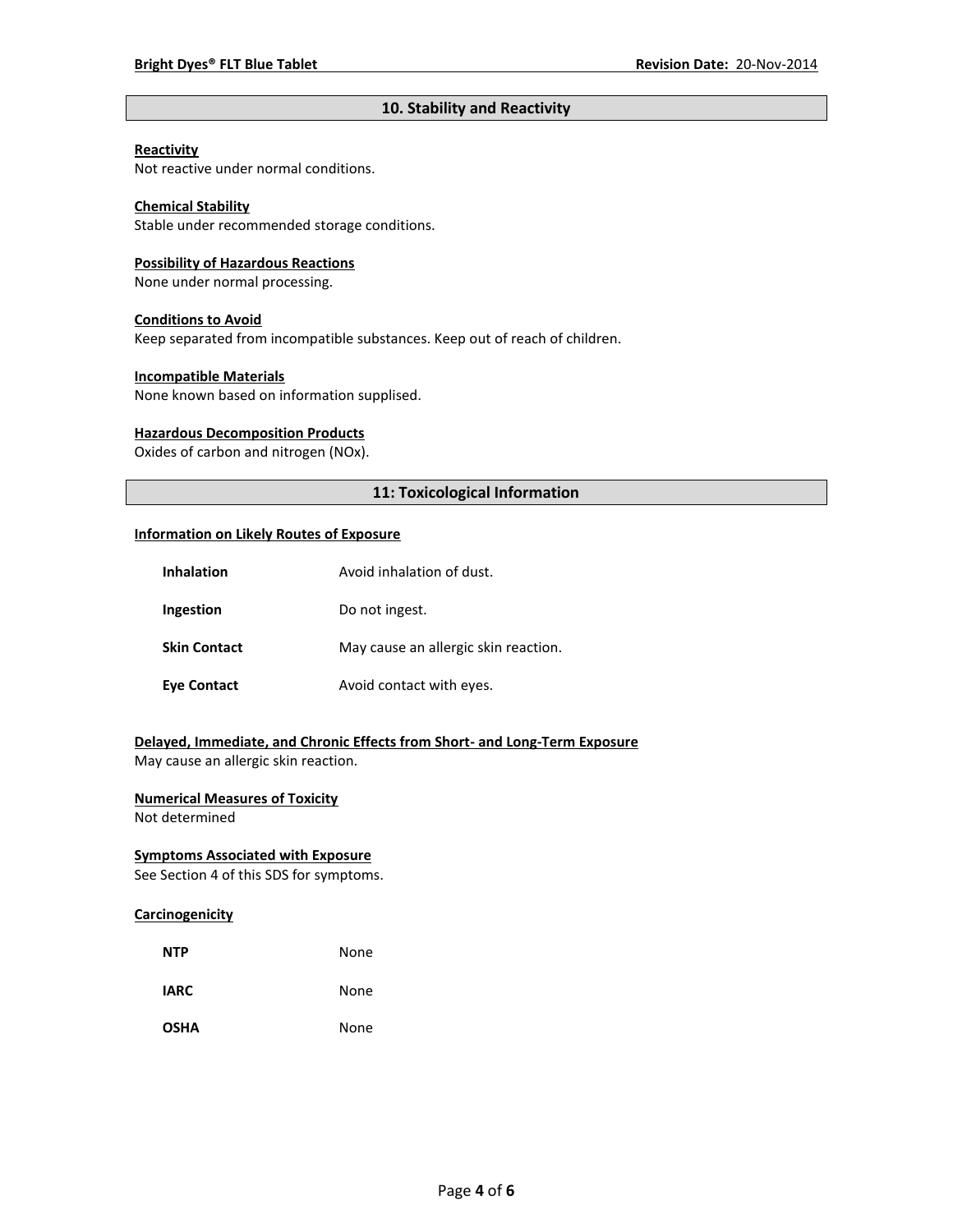## 10. Stability and Reactivity

**Reactivity**
Not reactive under normal conditions.

**Chemical Stability**
Stable under recommended storage conditions.

**Possibility of Hazardous Reactions**
None under normal processing.

**Conditions to Avoid**
Keep separated from incompatible substances. Keep out of reach of children.

**Incompatible Materials**
None known based on information supplised.

**Hazardous Decomposition Products**
Oxides of carbon and nitrogen (NOx).

## 11: Toxicological Information

**Information on Likely Routes of Exposure**

| | |
|---|---|
| **Inhalation** | Avoid inhalation of dust. |
| **Ingestion** | Do not ingest. |
| **Skin Contact** | May cause an allergic skin reaction. |
| **Eye Contact** | Avoid contact with eyes. |

**Delayed, Immediate, and Chronic Effects from Short- and Long-Term Exposure**
May cause an allergic skin reaction.

**Numerical Measures of Toxicity**
Not determined

**Symptoms Associated with Exposure**
See Section 4 of this SDS for symptoms.

**Carcinogenicity**

| | |
|---|---|
| **NTP** | None |
| **IARC** | None |
| **OSHA** | None |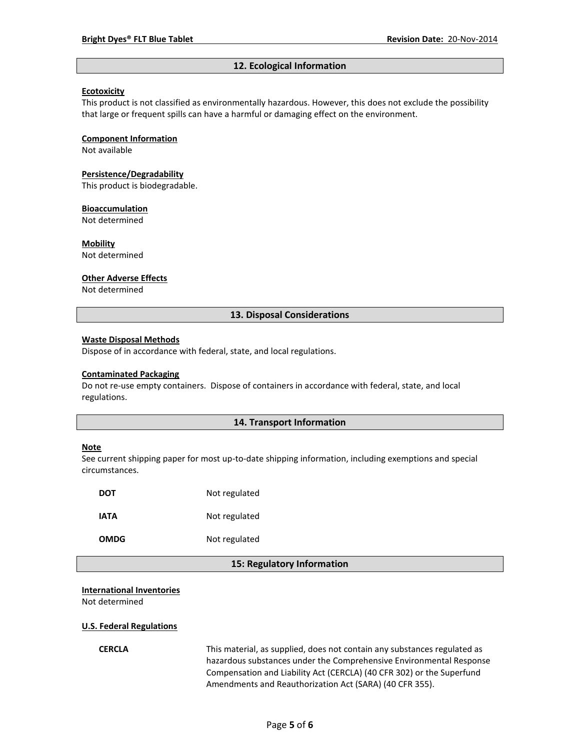## 12. Ecological Information

**Ecotoxicity**

This product is not classified as environmentally hazardous. However, this does not exclude the possibility that large or frequent spills can have a harmful or damaging effect on the environment.

**Component Information**

Not available

**Persistence/Degradability**

This product is biodegradable.

**Bioaccumulation**

Not determined

**Mobility**

Not determined

**Other Adverse Effects**

Not determined

## 13. Disposal Considerations

**Waste Disposal Methods**

Dispose of in accordance with federal, state, and local regulations.

**Contaminated Packaging**

Do not re-use empty containers. Dispose of containers in accordance with federal, state, and local regulations.

## 14. Transport Information

**Note**

See current shipping paper for most up-to-date shipping information, including exemptions and special circumstances.

| | |
|---|---|
| **DOT** | Not regulated |
| **IATA** | Not regulated |
| **OMDG** | Not regulated |

## 15: Regulatory Information

**International Inventories**

Not determined

**U.S. Federal Regulations**

| | |
|---|---|
| **CERCLA** | This material, as supplied, does not contain any substances regulated as hazardous substances under the Comprehensive Environmental Response Compensation and Liability Act (CERCLA) (40 CFR 302) or the Superfund Amendments and Reauthorization Act (SARA) (40 CFR 355). |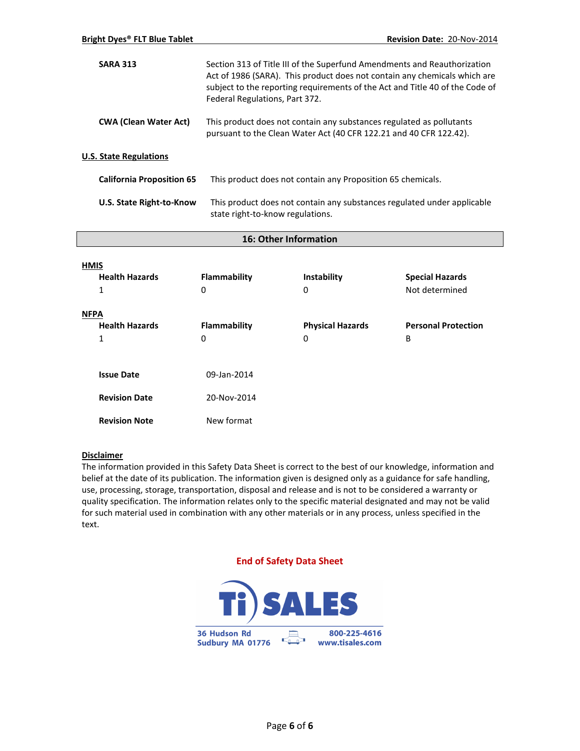| | |
|---|---|
| **SARA 313** | Section 313 of Title III of the Superfund Amendments and Reauthorization Act of 1986 (SARA). This product does not contain any chemicals which are subject to the reporting requirements of the Act and Title 40 of the Code of Federal Regulations, Part 372. |
| **CWA (Clean Water Act)** | This product does not contain any substances regulated as pollutants pursuant to the Clean Water Act (40 CFR 122.21 and 40 CFR 122.42). |

**U.S. State Regulations**

| | |
|---|---|
| **California Proposition 65** | This product does not contain any Proposition 65 chemicals. |
| **U.S. State Right-to-Know** | This product does not contain any substances regulated under applicable state right-to-know regulations. |

## 16: Other Information

**HMIS**

| Health Hazards | Flammability | Instability | Special Hazards |
|---|---|---|---|
| 1 | 0 | 0 | Not determined |

**NFPA**

| Health Hazards | Flammability | Physical Hazards | Personal Protection |
|---|---|---|---|
| 1 | 0 | 0 | B |

| | |
|---|---|
| **Issue Date** | 09-Jan-2014 |
| **Revision Date** | 20-Nov-2014 |
| **Revision Note** | New format |

**Disclaimer**

The information provided in this Safety Data Sheet is correct to the best of our knowledge, information and belief at the date of its publication. The information given is designed only as a guidance for safe handling, use, processing, storage, transportation, disposal and release and is not to be considered a warranty or quality specification. The information relates only to the specific material designated and may not be valid for such material used in combination with any other materials or in any process, unless specified in the text.

**End of Safety Data Sheet**

Ti SALES

36 Hudson Rd
Sudbury MA 01776

800-225-4616
www.tisales.com